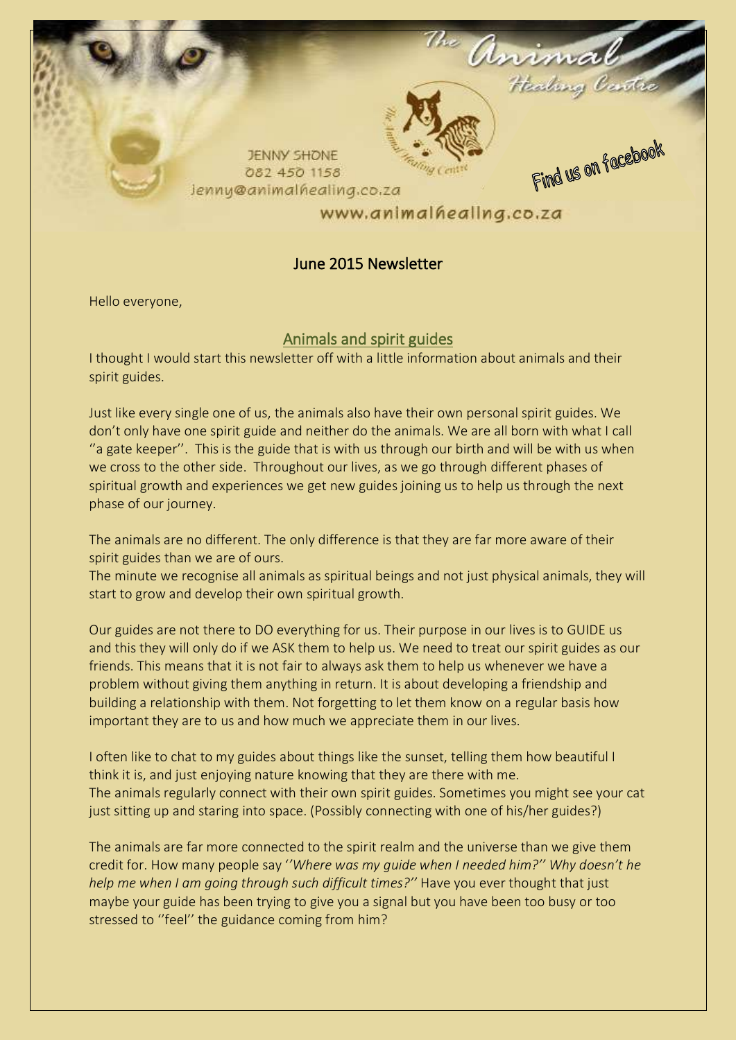The Animal Healing Centre

JENNY SHONE
082 450 1158
jenny@animalhealing.co.za

Find us on facebook

www.animalhealing.co.za

# June 2015 Newsletter

Hello everyone,

## Animals and spirit guides

I thought I would start this newsletter off with a little information about animals and their spirit guides.

Just like every single one of us, the animals also have their own personal spirit guides. We don't only have one spirit guide and neither do the animals. We are all born with what I call ''a gate keeper''. This is the guide that is with us through our birth and will be with us when we cross to the other side. Throughout our lives, as we go through different phases of spiritual growth and experiences we get new guides joining us to help us through the next phase of our journey.

The animals are no different. The only difference is that they are far more aware of their spirit guides than we are of ours.
The minute we recognise all animals as spiritual beings and not just physical animals, they will start to grow and develop their own spiritual growth.

Our guides are not there to DO everything for us. Their purpose in our lives is to GUIDE us and this they will only do if we ASK them to help us. We need to treat our spirit guides as our friends. This means that it is not fair to always ask them to help us whenever we have a problem without giving them anything in return. It is about developing a friendship and building a relationship with them. Not forgetting to let them know on a regular basis how important they are to us and how much we appreciate them in our lives.

I often like to chat to my guides about things like the sunset, telling them how beautiful I think it is, and just enjoying nature knowing that they are there with me.
The animals regularly connect with their own spirit guides. Sometimes you might see your cat just sitting up and staring into space. (Possibly connecting with one of his/her guides?)

The animals are far more connected to the spirit realm and the universe than we give them credit for. How many people say *''Where was my guide when I needed him?'' Why doesn't he help me when I am going through such difficult times?''* Have you ever thought that just maybe your guide has been trying to give you a signal but you have been too busy or too stressed to ''feel'' the guidance coming from him?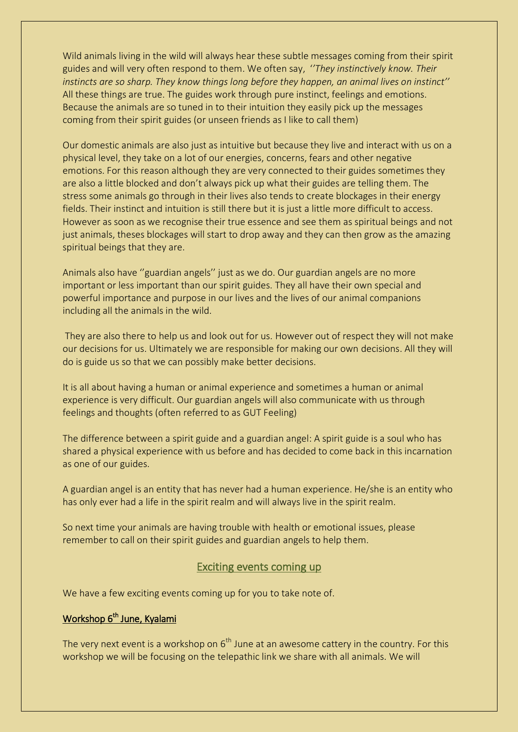Wild animals living in the wild will always hear these subtle messages coming from their spirit guides and will very often respond to them. We often say, *''They instinctively know. Their instincts are so sharp. They know things long before they happen, an animal lives on instinct''* All these things are true. The guides work through pure instinct, feelings and emotions. Because the animals are so tuned in to their intuition they easily pick up the messages coming from their spirit guides (or unseen friends as I like to call them)

Our domestic animals are also just as intuitive but because they live and interact with us on a physical level, they take on a lot of our energies, concerns, fears and other negative emotions. For this reason although they are very connected to their guides sometimes they are also a little blocked and don't always pick up what their guides are telling them. The stress some animals go through in their lives also tends to create blockages in their energy fields. Their instinct and intuition is still there but it is just a little more difficult to access. However as soon as we recognise their true essence and see them as spiritual beings and not just animals, theses blockages will start to drop away and they can then grow as the amazing spiritual beings that they are.

Animals also have ''guardian angels'' just as we do. Our guardian angels are no more important or less important than our spirit guides. They all have their own special and powerful importance and purpose in our lives and the lives of our animal companions including all the animals in the wild.

They are also there to help us and look out for us. However out of respect they will not make our decisions for us. Ultimately we are responsible for making our own decisions. All they will do is guide us so that we can possibly make better decisions.

It is all about having a human or animal experience and sometimes a human or animal experience is very difficult. Our guardian angels will also communicate with us through feelings and thoughts (often referred to as GUT Feeling)

The difference between a spirit guide and a guardian angel: A spirit guide is a soul who has shared a physical experience with us before and has decided to come back in this incarnation as one of our guides.

A guardian angel is an entity that has never had a human experience. He/she is an entity who has only ever had a life in the spirit realm and will always live in the spirit realm.

So next time your animals are having trouble with health or emotional issues, please remember to call on their spirit guides and guardian angels to help them.

## Exciting events coming up

We have a few exciting events coming up for you to take note of.

### Workshop 6th June, Kyalami

The very next event is a workshop on 6th June at an awesome cattery in the country. For this workshop we will be focusing on the telepathic link we share with all animals. We will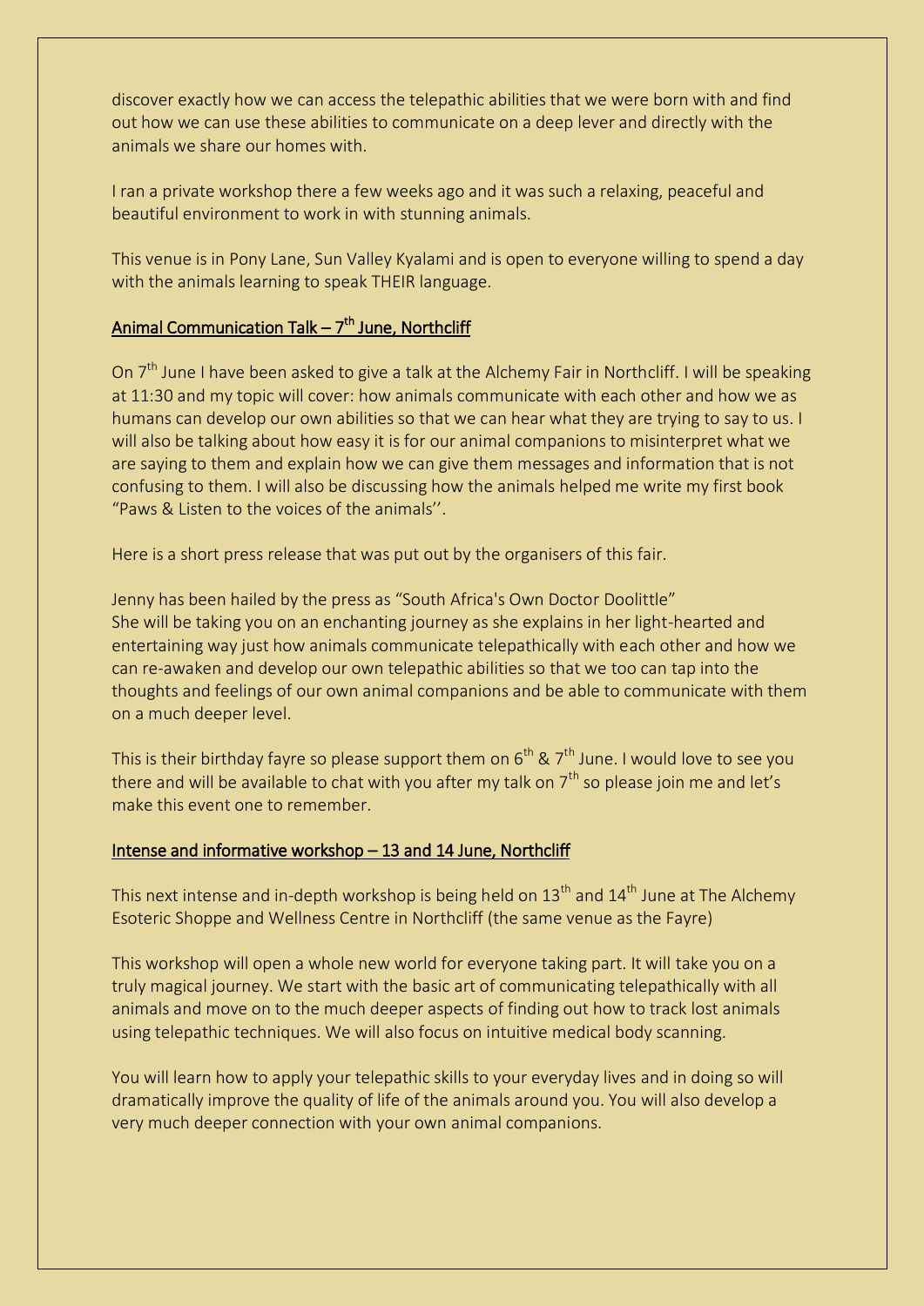discover exactly how we can access the telepathic abilities that we were born with and find out how we can use these abilities to communicate on a deep lever and directly with the animals we share our homes with.

I ran a private workshop there a few weeks ago and it was such a relaxing, peaceful and beautiful environment to work in with stunning animals.

This venue is in Pony Lane, Sun Valley Kyalami and is open to everyone willing to spend a day with the animals learning to speak THEIR language.

## Animal Communication Talk – 7th June, Northcliff

On 7th June I have been asked to give a talk at the Alchemy Fair in Northcliff. I will be speaking at 11:30 and my topic will cover: how animals communicate with each other and how we as humans can develop our own abilities so that we can hear what they are trying to say to us. I will also be talking about how easy it is for our animal companions to misinterpret what we are saying to them and explain how we can give them messages and information that is not confusing to them. I will also be discussing how the animals helped me write my first book "Paws & Listen to the voices of the animals''.

Here is a short press release that was put out by the organisers of this fair.

Jenny has been hailed by the press as "South Africa's Own Doctor Doolittle"
She will be taking you on an enchanting journey as she explains in her light-hearted and entertaining way just how animals communicate telepathically with each other and how we can re-awaken and develop our own telepathic abilities so that we too can tap into the thoughts and feelings of our own animal companions and be able to communicate with them on a much deeper level.

This is their birthday fayre so please support them on 6th & 7th June. I would love to see you there and will be available to chat with you after my talk on 7th so please join me and let's make this event one to remember.

## Intense and informative workshop – 13 and 14 June, Northcliff

This next intense and in-depth workshop is being held on 13th and 14th June at The Alchemy Esoteric Shoppe and Wellness Centre in Northcliff (the same venue as the Fayre)

This workshop will open a whole new world for everyone taking part. It will take you on a truly magical journey. We start with the basic art of communicating telepathically with all animals and move on to the much deeper aspects of finding out how to track lost animals using telepathic techniques. We will also focus on intuitive medical body scanning.

You will learn how to apply your telepathic skills to your everyday lives and in doing so will dramatically improve the quality of life of the animals around you. You will also develop a very much deeper connection with your own animal companions.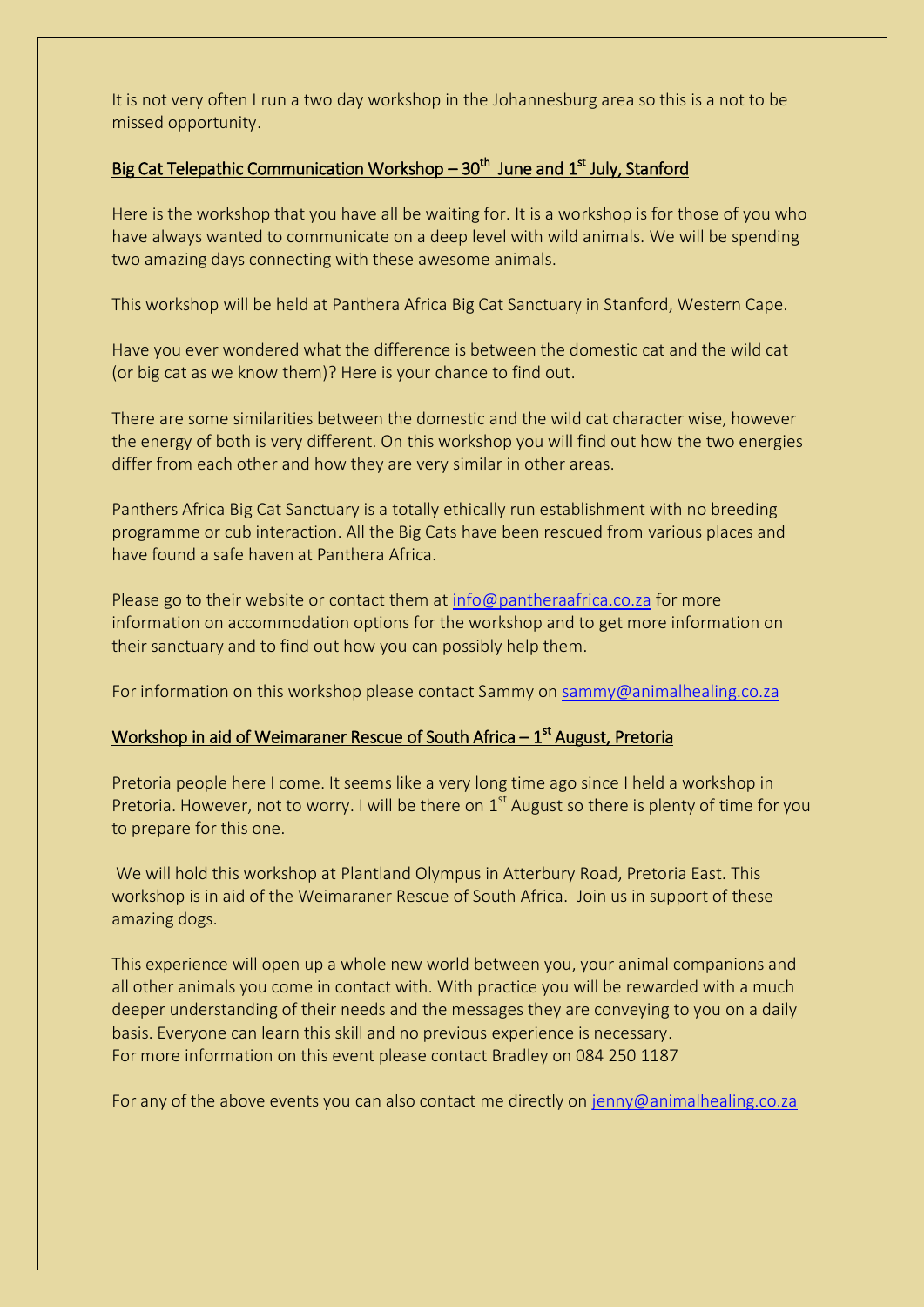It is not very often I run a two day workshop in the Johannesburg area so this is a not to be missed opportunity.

## Big Cat Telepathic Communication Workshop – 30th June and 1st July, Stanford

Here is the workshop that you have all be waiting for. It is a workshop is for those of you who have always wanted to communicate on a deep level with wild animals. We will be spending two amazing days connecting with these awesome animals.

This workshop will be held at Panthera Africa Big Cat Sanctuary in Stanford, Western Cape.

Have you ever wondered what the difference is between the domestic cat and the wild cat (or big cat as we know them)? Here is your chance to find out.

There are some similarities between the domestic and the wild cat character wise, however the energy of both is very different. On this workshop you will find out how the two energies differ from each other and how they are very similar in other areas.

Panthers Africa Big Cat Sanctuary is a totally ethically run establishment with no breeding programme or cub interaction. All the Big Cats have been rescued from various places and have found a safe haven at Panthera Africa.

Please go to their website or contact them at info@pantheraafrica.co.za for more information on accommodation options for the workshop and to get more information on their sanctuary and to find out how you can possibly help them.

For information on this workshop please contact Sammy on sammy@animalhealing.co.za

## Workshop in aid of Weimaraner Rescue of South Africa – 1st August, Pretoria

Pretoria people here I come. It seems like a very long time ago since I held a workshop in Pretoria. However, not to worry. I will be there on 1st August so there is plenty of time for you to prepare for this one.

We will hold this workshop at Plantland Olympus in Atterbury Road, Pretoria East. This workshop is in aid of the Weimaraner Rescue of South Africa. Join us in support of these amazing dogs.

This experience will open up a whole new world between you, your animal companions and all other animals you come in contact with. With practice you will be rewarded with a much deeper understanding of their needs and the messages they are conveying to you on a daily basis. Everyone can learn this skill and no previous experience is necessary.
For more information on this event please contact Bradley on 084 250 1187

For any of the above events you can also contact me directly on jenny@animalhealing.co.za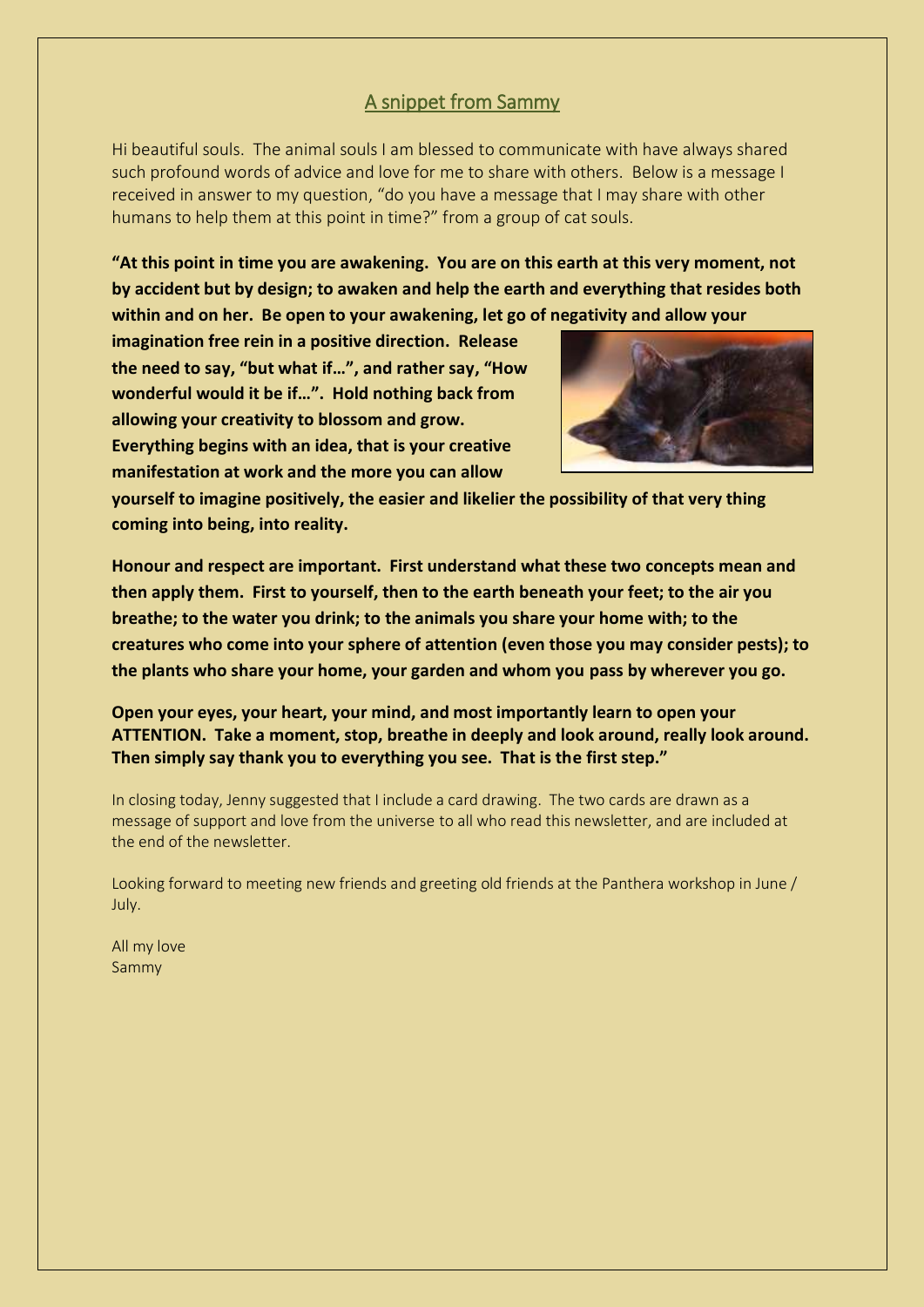## A snippet from Sammy

Hi beautiful souls. The animal souls I am blessed to communicate with have always shared such profound words of advice and love for me to share with others. Below is a message I received in answer to my question, "do you have a message that I may share with other humans to help them at this point in time?" from a group of cat souls.

**"At this point in time you are awakening. You are on this earth at this very moment, not by accident but by design; to awaken and help the earth and everything that resides both within and on her. Be open to your awakening, let go of negativity and allow your imagination free rein in a positive direction. Release the need to say, "but what if…", and rather say, "How wonderful would it be if…". Hold nothing back from allowing your creativity to blossom and grow. Everything begins with an idea, that is your creative manifestation at work and the more you can allow yourself to imagine positively, the easier and likelier the possibility of that very thing coming into being, into reality.**

**Honour and respect are important. First understand what these two concepts mean and then apply them. First to yourself, then to the earth beneath your feet; to the air you breathe; to the water you drink; to the animals you share your home with; to the creatures who come into your sphere of attention (even those you may consider pests); to the plants who share your home, your garden and whom you pass by wherever you go.**

**Open your eyes, your heart, your mind, and most importantly learn to open your ATTENTION. Take a moment, stop, breathe in deeply and look around, really look around. Then simply say thank you to everything you see. That is the first step."**

In closing today, Jenny suggested that I include a card drawing. The two cards are drawn as a message of support and love from the universe to all who read this newsletter, and are included at the end of the newsletter.

Looking forward to meeting new friends and greeting old friends at the Panthera workshop in June / July.

All my love
Sammy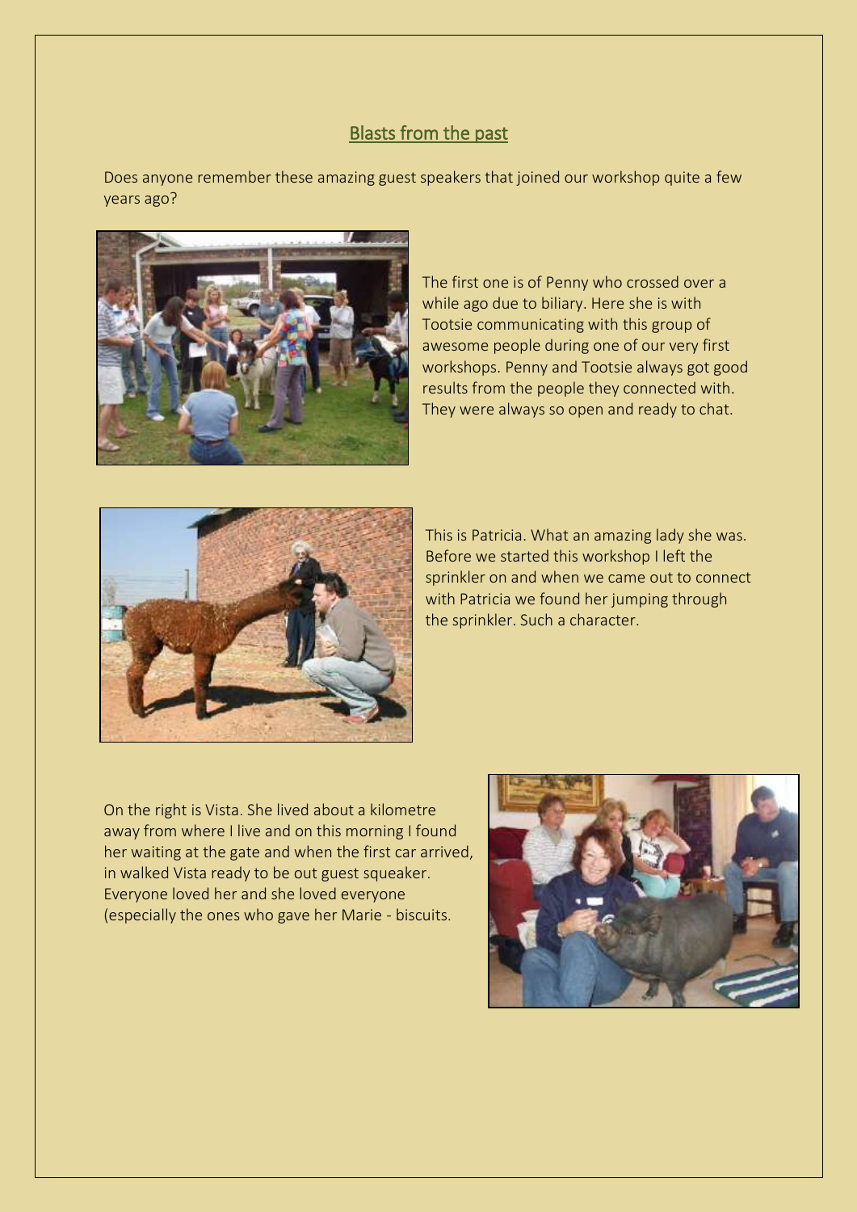## Blasts from the past

Does anyone remember these amazing guest speakers that joined our workshop quite a few years ago?

The first one is of Penny who crossed over a while ago due to biliary. Here she is with Tootsie communicating with this group of awesome people during one of our very first workshops. Penny and Tootsie always got good results from the people they connected with. They were always so open and ready to chat.

This is Patricia. What an amazing lady she was. Before we started this workshop I left the sprinkler on and when we came out to connect with Patricia we found her jumping through the sprinkler. Such a character.

On the right is Vista. She lived about a kilometre away from where I live and on this morning I found her waiting at the gate and when the first car arrived, in walked Vista ready to be out guest squeaker. Everyone loved her and she loved everyone (especially the ones who gave her Marie - biscuits.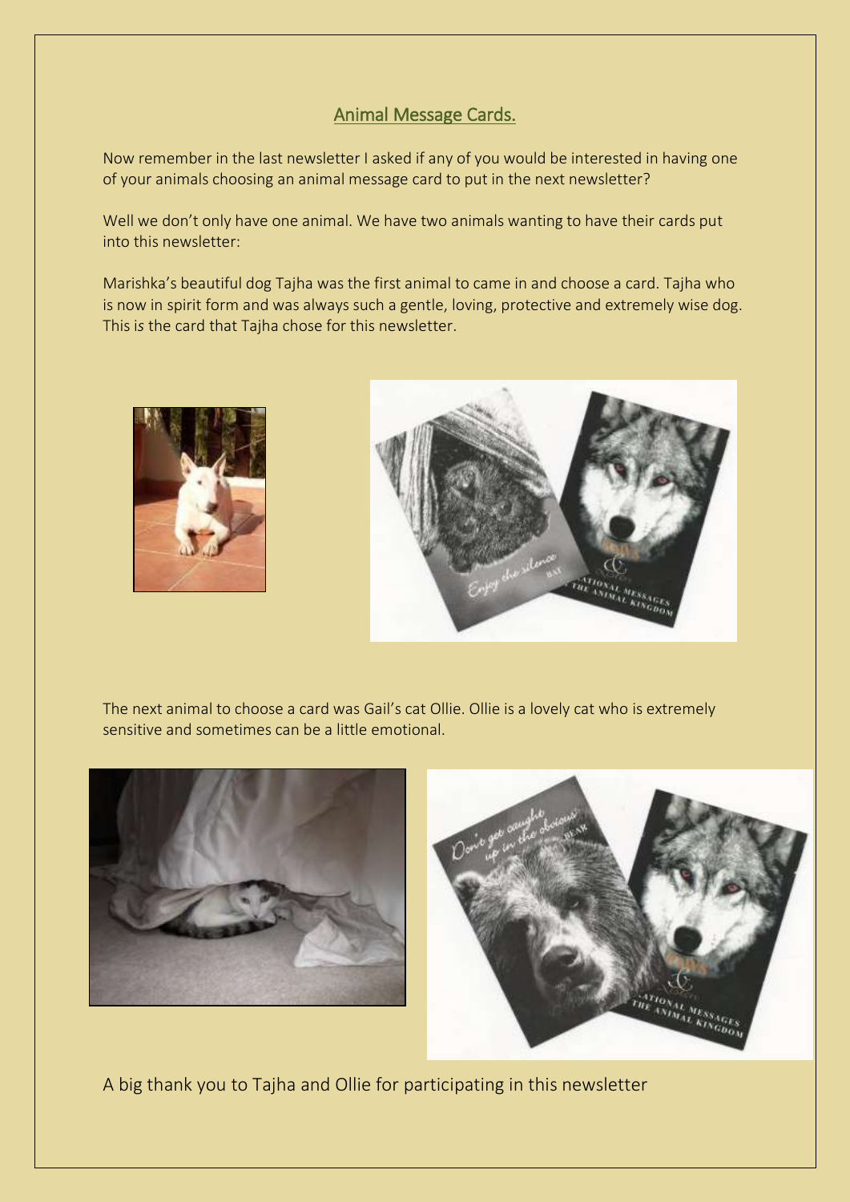## Animal Message Cards.

Now remember in the last newsletter I asked if any of you would be interested in having one of your animals choosing an animal message card to put in the next newsletter?

Well we don't only have one animal. We have two animals wanting to have their cards put into this newsletter:

Marishka's beautiful dog Tajha was the first animal to came in and choose a card. Tajha who is now in spirit form and was always such a gentle, loving, protective and extremely wise dog. This is the card that Tajha chose for this newsletter.

The next animal to choose a card was Gail's cat Ollie. Ollie is a lovely cat who is extremely sensitive and sometimes can be a little emotional.

A big thank you to Tajha and Ollie for participating in this newsletter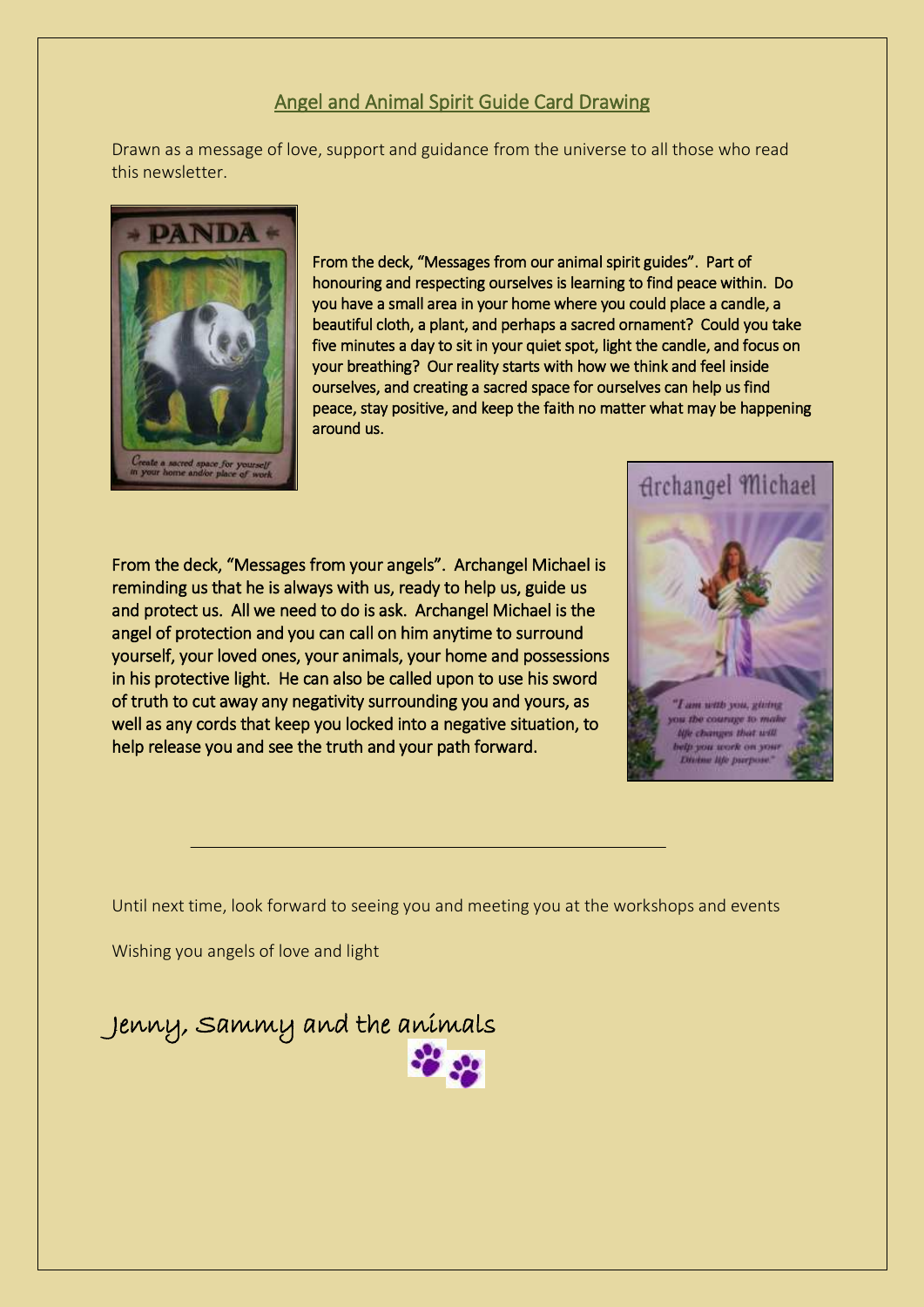## Angel and Animal Spirit Guide Card Drawing

Drawn as a message of love, support and guidance from the universe to all those who read this newsletter.

From the deck, "Messages from our animal spirit guides". Part of honouring and respecting ourselves is learning to find peace within. Do you have a small area in your home where you could place a candle, a beautiful cloth, a plant, and perhaps a sacred ornament? Could you take five minutes a day to sit in your quiet spot, light the candle, and focus on your breathing? Our reality starts with how we think and feel inside ourselves, and creating a sacred space for ourselves can help us find peace, stay positive, and keep the faith no matter what may be happening around us.

From the deck, "Messages from your angels". Archangel Michael is reminding us that he is always with us, ready to help us, guide us and protect us. All we need to do is ask. Archangel Michael is the angel of protection and you can call on him anytime to surround yourself, your loved ones, your animals, your home and possessions in his protective light. He can also be called upon to use his sword of truth to cut away any negativity surrounding you and yours, as well as any cords that keep you locked into a negative situation, to help release you and see the truth and your path forward.

---

Until next time, look forward to seeing you and meeting you at the workshops and events

Wishing you angels of love and light

Jenny, Sammy and the animals